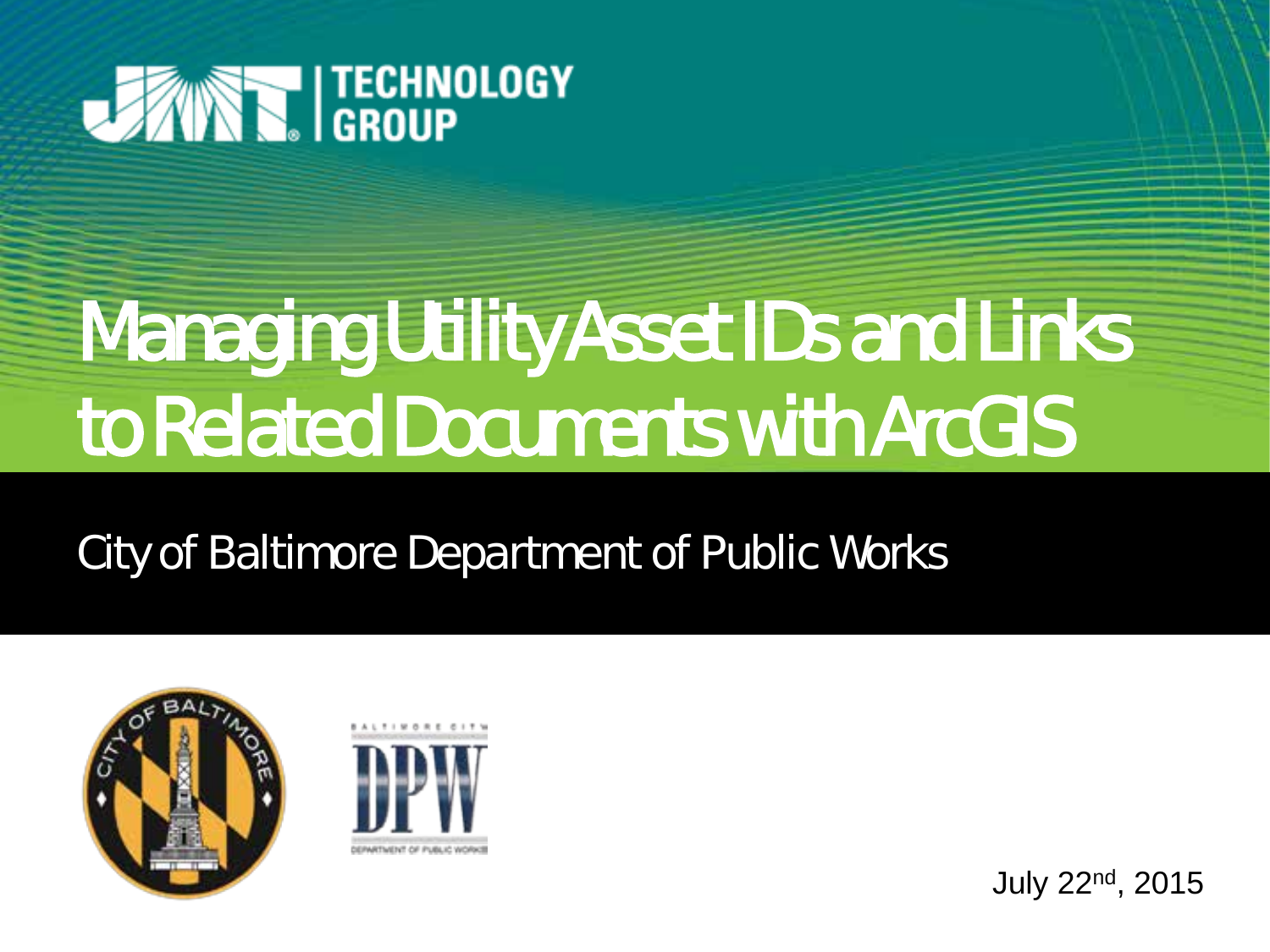# Managing Utility Asset IDs and Links to Related Documents with ArcGIS

## City of Baltimore Department of Public Works

July 22nd, 2015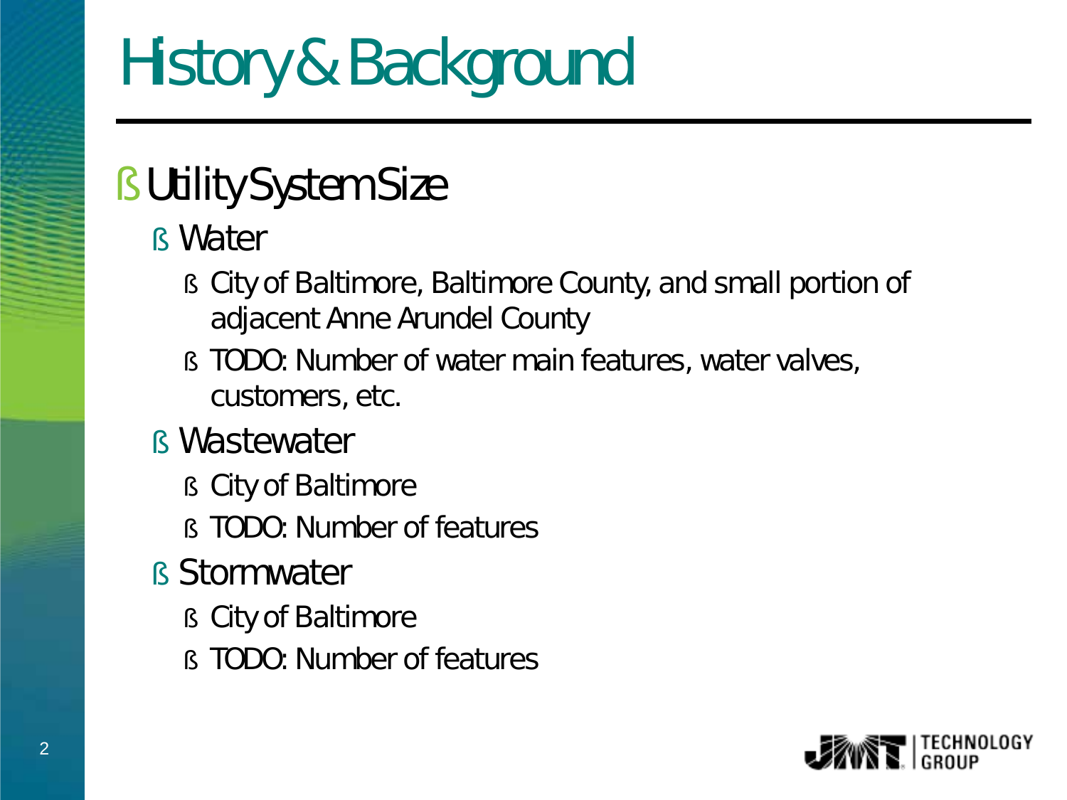# History & Background

- Utility System Size
  - Water
    - City of Baltimore, Baltimore County, and small portion of adjacent Anne Arundel County
    - TODO: Number of water main features, water valves, customers, etc.
  - Wastewater
    - City of Baltimore
    - TODO: Number of features
  - Stormwater
    - City of Baltimore
    - TODO: Number of features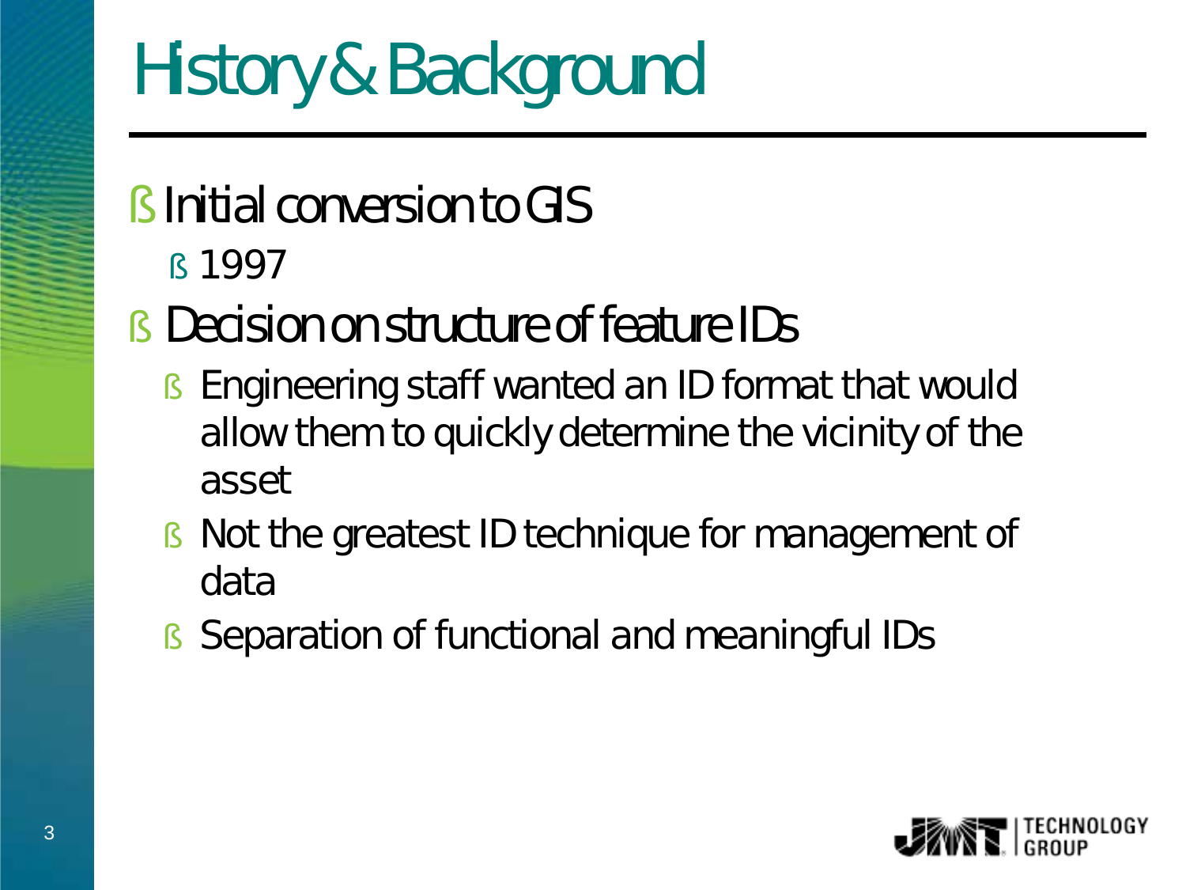# History & Background

- Initial conversion to GIS
  - 1997
- Decision on structure of feature IDs
  - Engineering staff wanted an ID format that would allow them to quickly determine the vicinity of the asset
  - Not the greatest ID technique for management of data
  - Separation of functional and meaningful IDs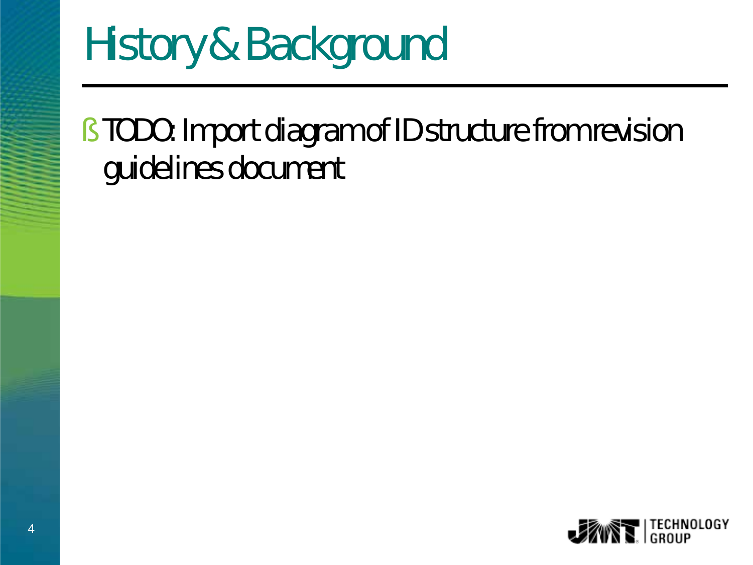# History & Background

- TODO: Import diagram of ID structure from revision guidelines document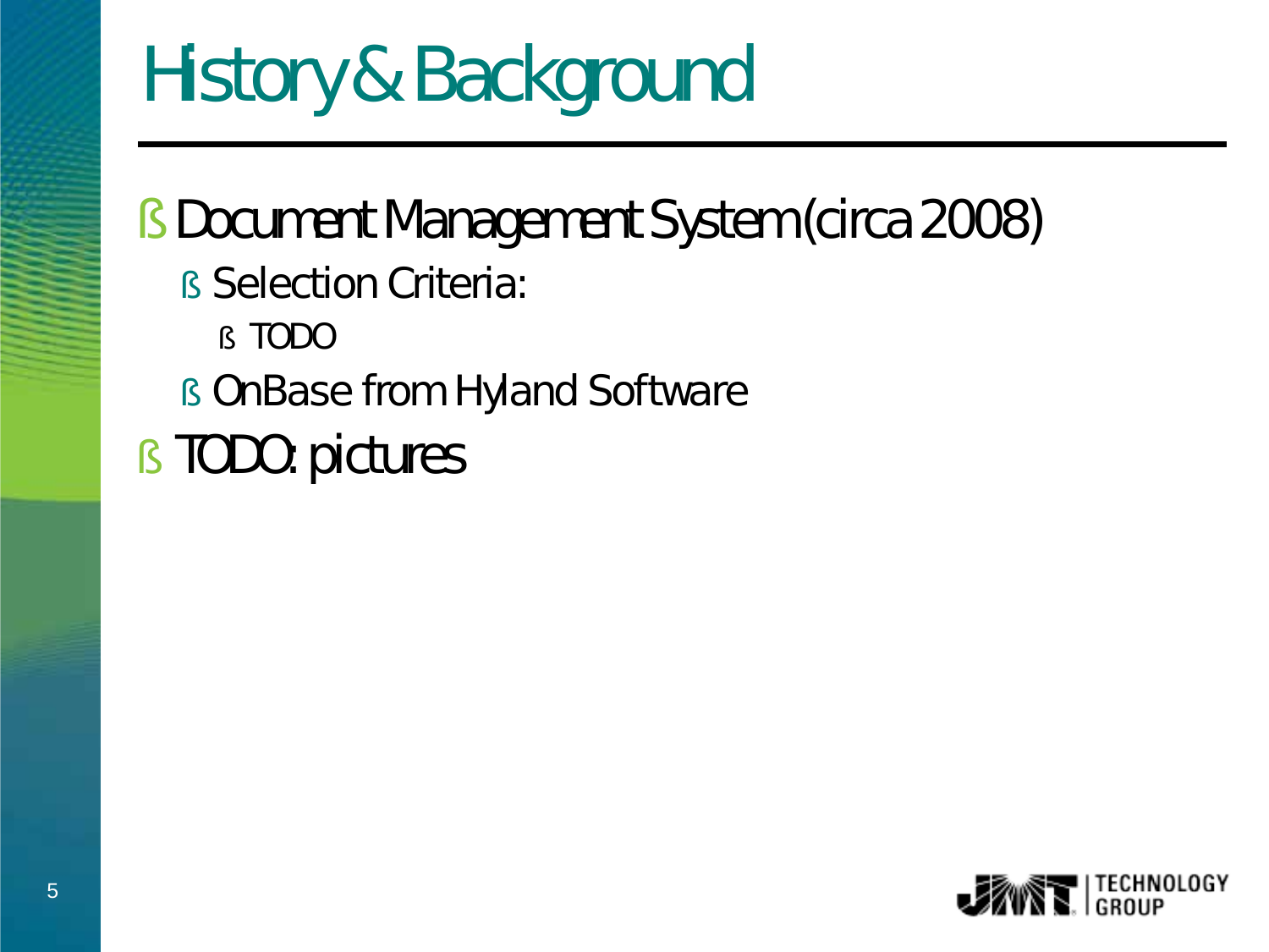# History & Background

- Document Management System (circa 2008)
  - Selection Criteria:
    - TODO
  - OnBase from Hyland Software
- TODO: pictures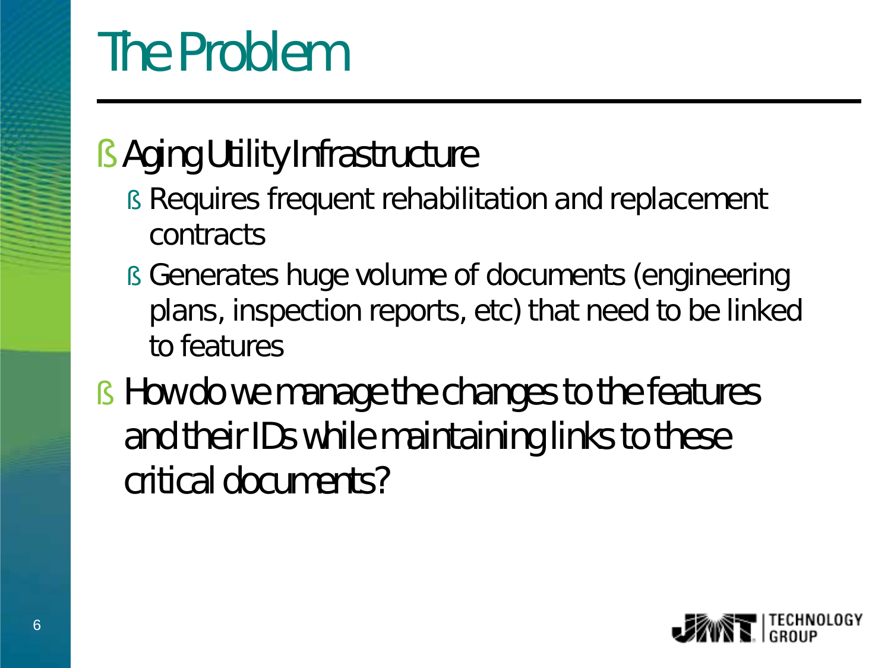# The Problem

- Aging Utility Infrastructure
  - Requires frequent rehabilitation and replacement contracts
  - Generates huge volume of documents (engineering plans, inspection reports, etc) that need to be linked to features
- How do we manage the changes to the features and their IDs while maintaining links to these critical documents?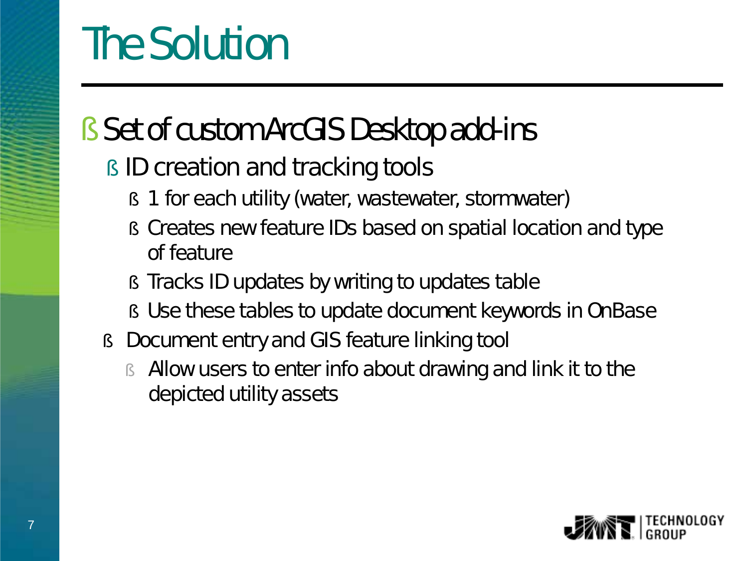# The Solution

- Set of custom ArcGIS Desktop add-ins
  - ID creation and tracking tools
    - 1 for each utility (water, wastewater, stormwater)
    - Creates new feature IDs based on spatial location and type of feature
    - Tracks ID updates by writing to updates table
    - Use these tables to update document keywords in OnBase
  - Document entry and GIS feature linking tool
    - Allow users to enter info about drawing and link it to the depicted utility assets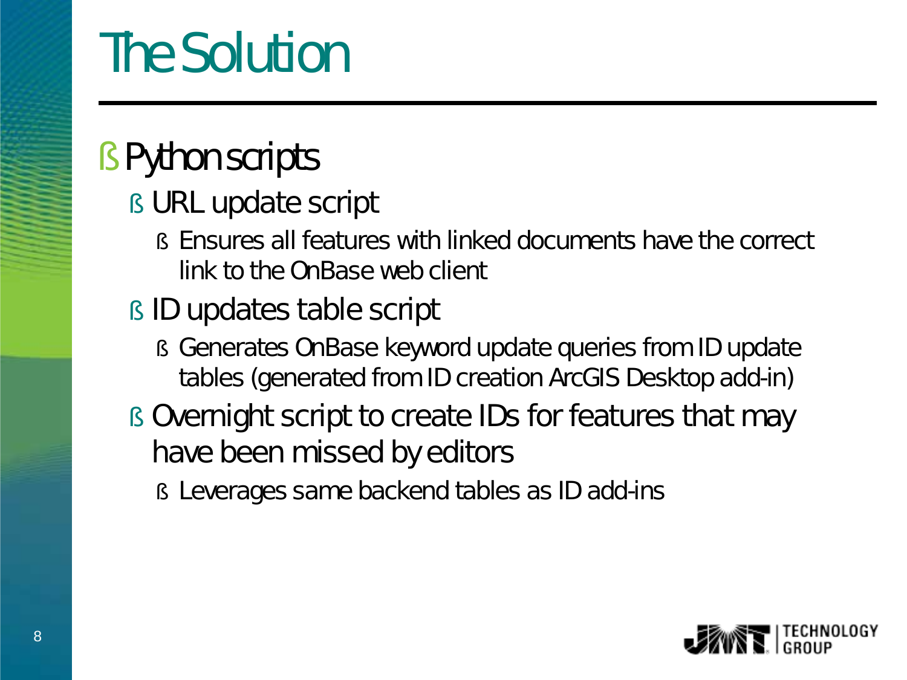# The Solution

- Python scripts
  - URL update script
    - Ensures all features with linked documents have the correct link to the OnBase web client
  - ID updates table script
    - Generates OnBase keyword update queries from ID update tables (generated from ID creation ArcGIS Desktop add-in)
  - Overnight script to create IDs for features that may have been missed by editors
    - Leverages same backend tables as ID add-ins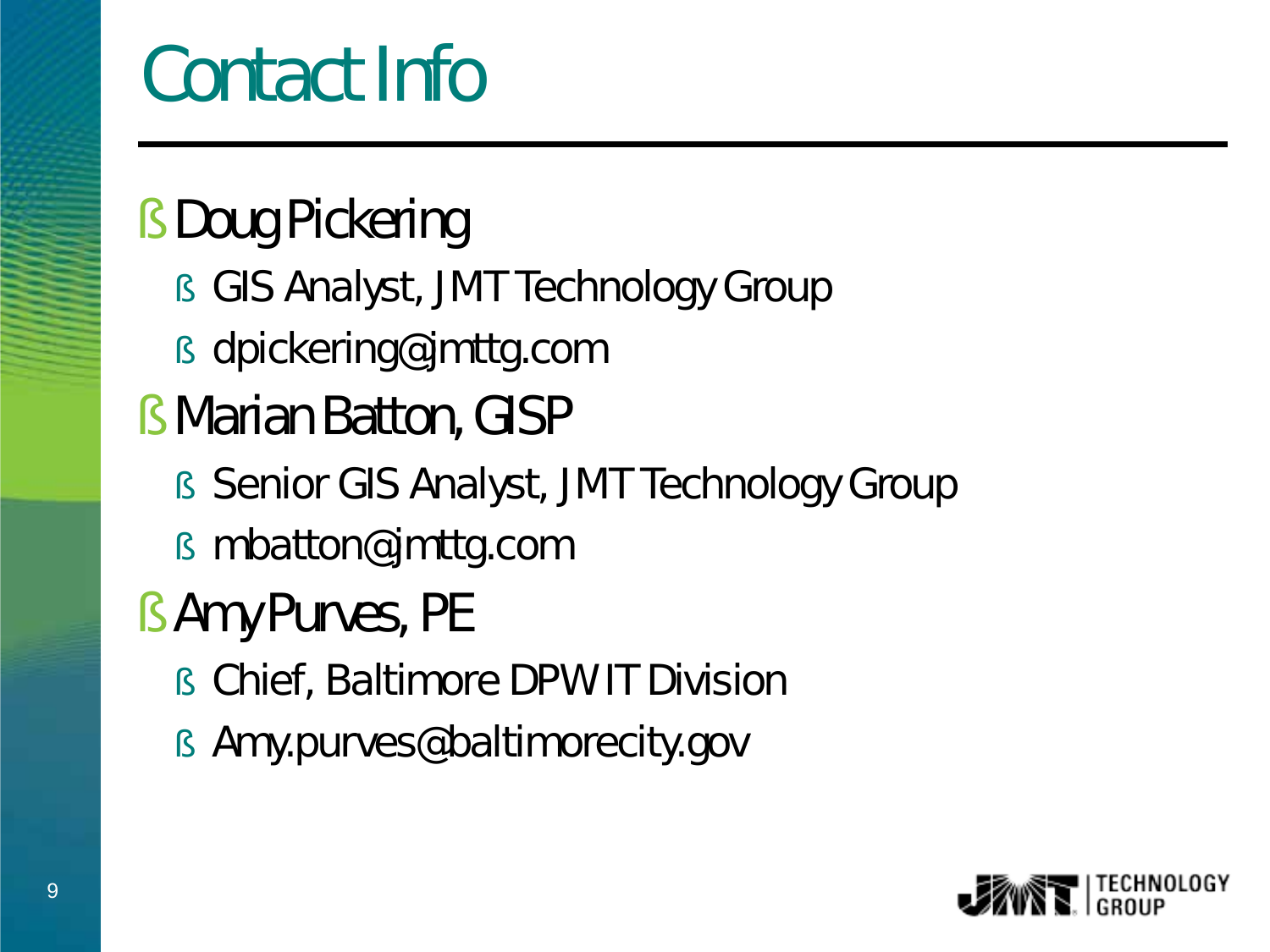# Contact Info

- Doug Pickering
  - GIS Analyst, JMT Technology Group
  - dpickering@jmttg.com
- Marian Batton, GISP
  - Senior GIS Analyst, JMT Technology Group
  - mbatton@jmttg.com
- Amy Purves, PE
  - Chief, Baltimore DPW IT Division
  - Amy.purves@baltimorecity.gov